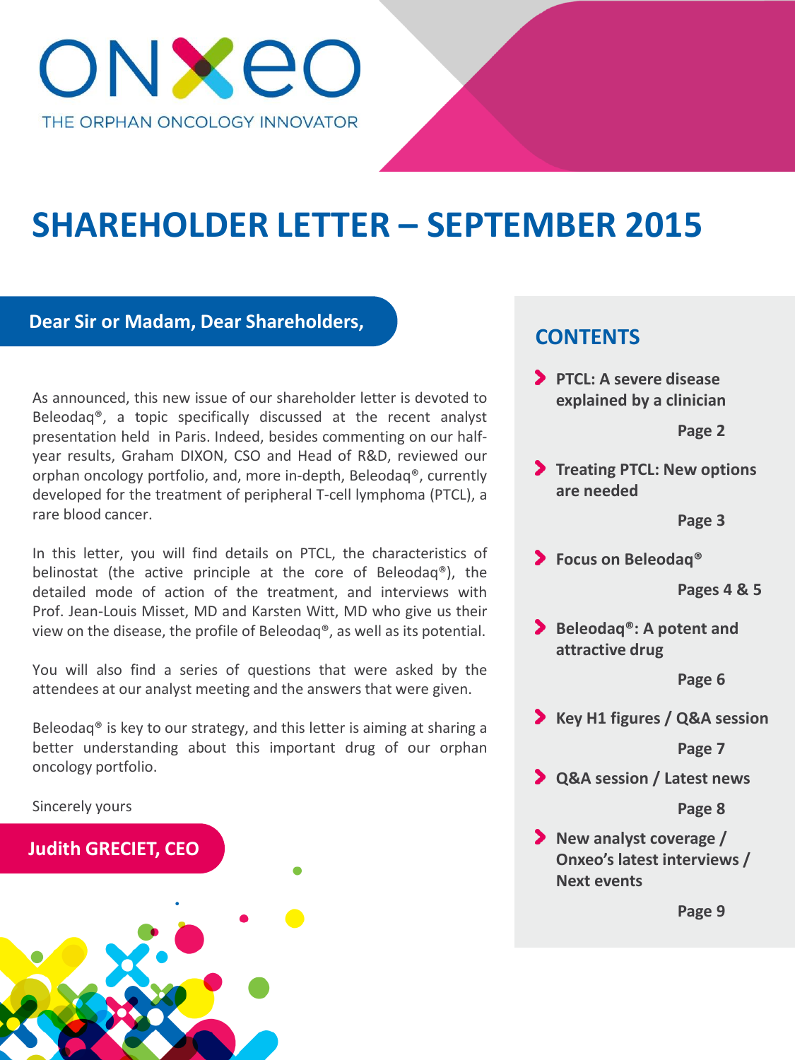ONXEO

THE ORPHAN ONCOLOGY INNOVATOR

# SHAREHOLDER LETTER – SEPTEMBER 2015

## Dear Sir or Madam, Dear Shareholders,

As announced, this new issue of our shareholder letter is devoted to Beleodaq®, a topic specifically discussed at the recent analyst presentation held in Paris. Indeed, besides commenting on our half-year results, Graham DIXON, CSO and Head of R&D, reviewed our orphan oncology portfolio, and, more in-depth, Beleodaq®, currently developed for the treatment of peripheral T-cell lymphoma (PTCL), a rare blood cancer.

In this letter, you will find details on PTCL, the characteristics of belinostat (the active principle at the core of Beleodaq®), the detailed mode of action of the treatment, and interviews with Prof. Jean-Louis Misset, MD and Karsten Witt, MD who give us their view on the disease, the profile of Beleodaq®, as well as its potential.

You will also find a series of questions that were asked by the attendees at our analyst meeting and the answers that were given.

Beleodaq® is key to our strategy, and this letter is aiming at sharing a better understanding about this important drug of our orphan oncology portfolio.

Sincerely yours

**Judith GRECIET, CEO**

## CONTENTS

- **PTCL: A severe disease explained by a clinician** — Page 2
- **Treating PTCL: New options are needed** — Page 3
- **Focus on Beleodaq®** — Pages 4 & 5
- **Beleodaq®: A potent and attractive drug** — Page 6
- **Key H1 figures / Q&A session** — Page 7
- **Q&A session / Latest news** — Page 8
- **New analyst coverage / Onxeo's latest interviews / Next events** — Page 9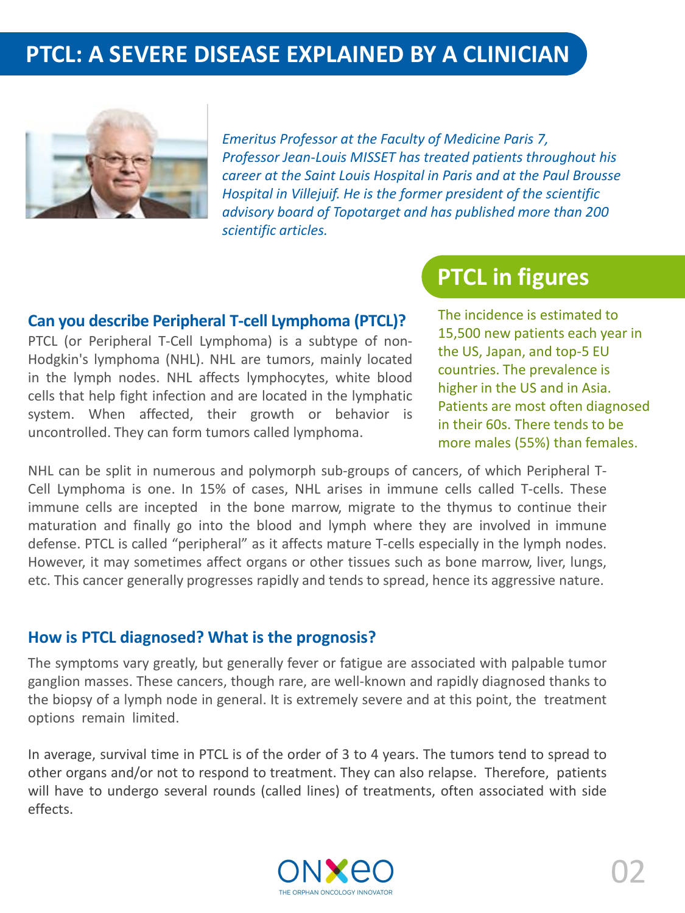# PTCL: A SEVERE DISEASE EXPLAINED BY A CLINICIAN

*Emeritus Professor at the Faculty of Medicine Paris 7, Professor Jean-Louis MISSET has treated patients throughout his career at the Saint Louis Hospital in Paris and at the Paul Brousse Hospital in Villejuif. He is the former president of the scientific advisory board of Topotarget and has published more than 200 scientific articles.*

## PTCL in figures

The incidence is estimated to 15,500 new patients each year in the US, Japan, and top-5 EU countries. The prevalence is higher in the US and in Asia. Patients are most often diagnosed in their 60s. There tends to be more males (55%) than females.

### Can you describe Peripheral T-cell Lymphoma (PTCL)?

PTCL (or Peripheral T-Cell Lymphoma) is a subtype of non-Hodgkin's lymphoma (NHL). NHL are tumors, mainly located in the lymph nodes. NHL affects lymphocytes, white blood cells that help fight infection and are located in the lymphatic system. When affected, their growth or behavior is uncontrolled. They can form tumors called lymphoma.

NHL can be split in numerous and polymorph sub-groups of cancers, of which Peripheral T-Cell Lymphoma is one. In 15% of cases, NHL arises in immune cells called T-cells. These immune cells are incepted in the bone marrow, migrate to the thymus to continue their maturation and finally go into the blood and lymph where they are involved in immune defense. PTCL is called “peripheral” as it affects mature T-cells especially in the lymph nodes. However, it may sometimes affect organs or other tissues such as bone marrow, liver, lungs, etc. This cancer generally progresses rapidly and tends to spread, hence its aggressive nature.

### How is PTCL diagnosed? What is the prognosis?

The symptoms vary greatly, but generally fever or fatigue are associated with palpable tumor ganglion masses. These cancers, though rare, are well-known and rapidly diagnosed thanks to the biopsy of a lymph node in general. It is extremely severe and at this point, the treatment options remain limited.

In average, survival time in PTCL is of the order of 3 to 4 years. The tumors tend to spread to other organs and/or not to respond to treatment. They can also relapse. Therefore, patients will have to undergo several rounds (called lines) of treatments, often associated with side effects.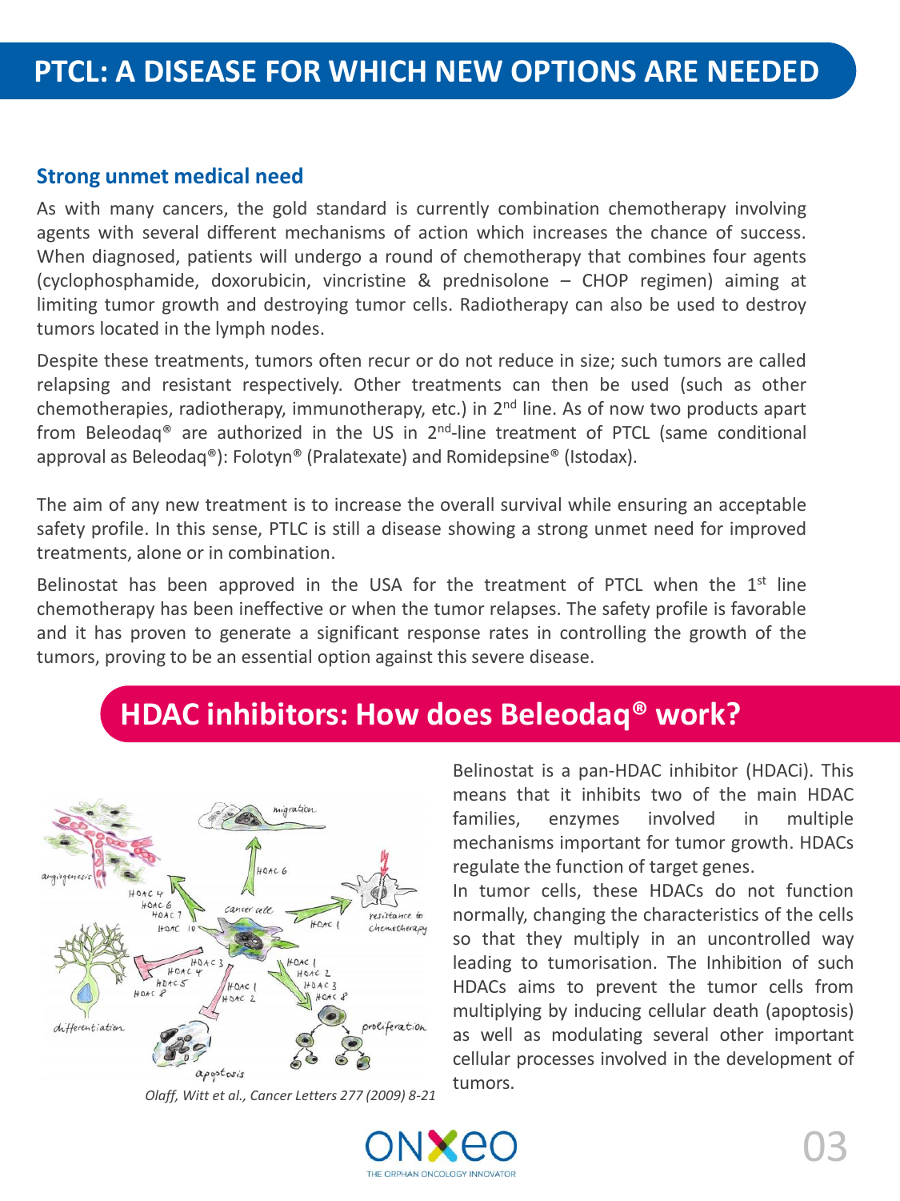# PTCL: A DISEASE FOR WHICH NEW OPTIONS ARE NEEDED

## Strong unmet medical need

As with many cancers, the gold standard is currently combination chemotherapy involving agents with several different mechanisms of action which increases the chance of success. When diagnosed, patients will undergo a round of chemotherapy that combines four agents (cyclophosphamide, doxorubicin, vincristine & prednisolone – CHOP regimen) aiming at limiting tumor growth and destroying tumor cells. Radiotherapy can also be used to destroy tumors located in the lymph nodes.

Despite these treatments, tumors often recur or do not reduce in size; such tumors are called relapsing and resistant respectively. Other treatments can then be used (such as other chemotherapies, radiotherapy, immunotherapy, etc.) in 2nd line. As of now two products apart from Beleodaq® are authorized in the US in 2nd-line treatment of PTCL (same conditional approval as Beleodaq®): Folotyn® (Pralatexate) and Romidepsine® (Istodax).

The aim of any new treatment is to increase the overall survival while ensuring an acceptable safety profile. In this sense, PTLC is still a disease showing a strong unmet need for improved treatments, alone or in combination.

Belinostat has been approved in the USA for the treatment of PTCL when the 1st line chemotherapy has been ineffective or when the tumor relapses. The safety profile is favorable and it has proven to generate a significant response rates in controlling the growth of the tumors, proving to be an essential option against this severe disease.

# HDAC inhibitors: How does Beleodaq® work?

*Olaff, Witt et al., Cancer Letters 277 (2009) 8-21*

Belinostat is a pan-HDAC inhibitor (HDACi). This means that it inhibits two of the main HDAC families, enzymes involved in multiple mechanisms important for tumor growth. HDACs regulate the function of target genes.

In tumor cells, these HDACs do not function normally, changing the characteristics of the cells so that they multiply in an uncontrolled way leading to tumorisation. The Inhibition of such HDACs aims to prevent the tumor cells from multiplying by inducing cellular death (apoptosis) as well as modulating several other important cellular processes involved in the development of tumors.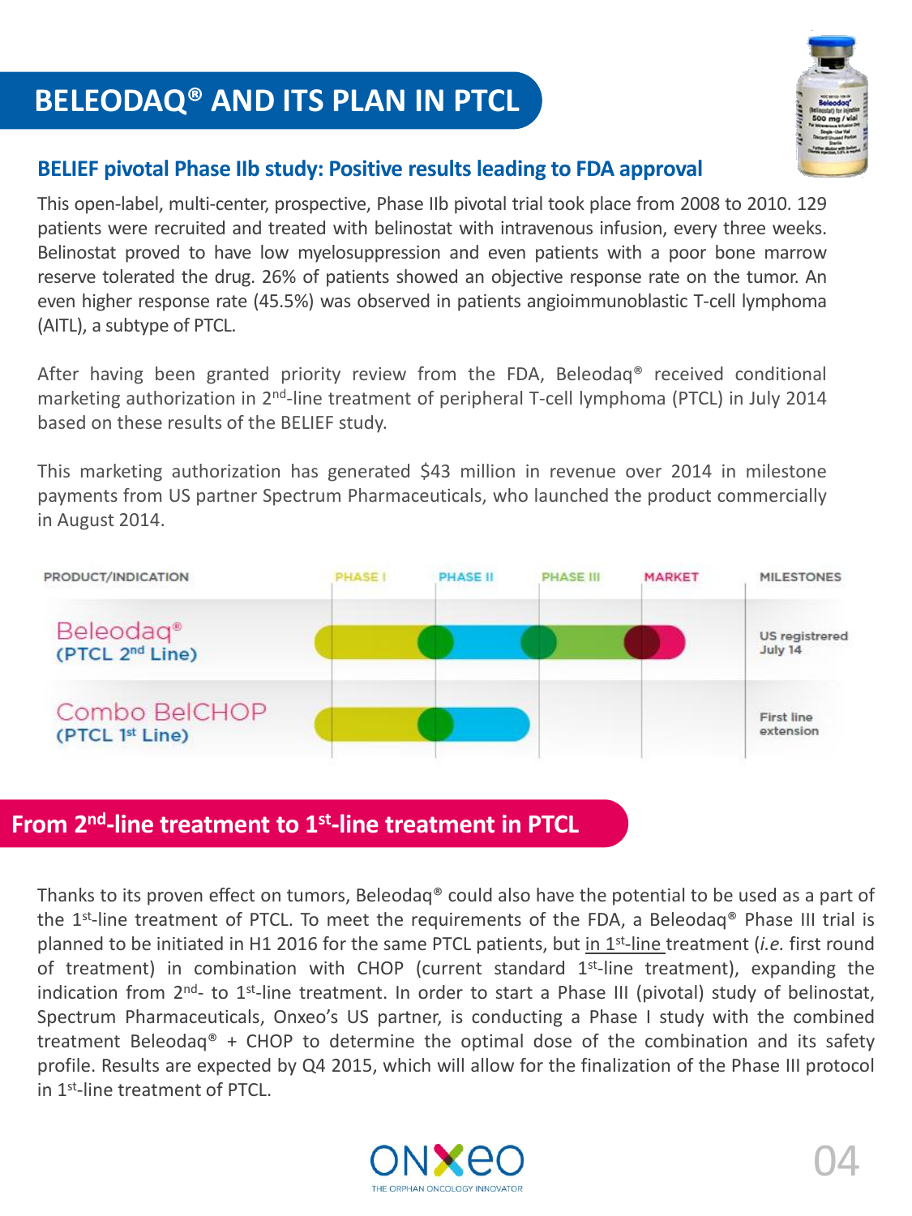# BELEODAQ® AND ITS PLAN IN PTCL

### BELIEF pivotal Phase IIb study: Positive results leading to FDA approval

This open-label, multi-center, prospective, Phase IIb pivotal trial took place from 2008 to 2010. 129 patients were recruited and treated with belinostat with intravenous infusion, every three weeks. Belinostat proved to have low myelosuppression and even patients with a poor bone marrow reserve tolerated the drug. 26% of patients showed an objective response rate on the tumor. An even higher response rate (45.5%) was observed in patients angioimmunoblastic T-cell lymphoma (AITL), a subtype of PTCL.

After having been granted priority review from the FDA, Beleodaq® received conditional marketing authorization in 2nd-line treatment of peripheral T-cell lymphoma (PTCL) in July 2014 based on these results of the BELIEF study.

This marketing authorization has generated $43 million in revenue over 2014 in milestone payments from US partner Spectrum Pharmaceuticals, who launched the product commercially in August 2014.

| PRODUCT/INDICATION | PHASE I | PHASE II | PHASE III | MARKET | MILESTONES |
| --- | --- | --- | --- | --- | --- |
| Beleodaq® (PTCL 2nd Line) | ● | ● | ● | ● | US registrered July 14 |
| Combo BelCHOP (PTCL 1st Line) | ● | ● | | | First line extension |

## From 2nd-line treatment to 1st-line treatment in PTCL

Thanks to its proven effect on tumors, Beleodaq® could also have the potential to be used as a part of the 1st-line treatment of PTCL. To meet the requirements of the FDA, a Beleodaq® Phase III trial is planned to be initiated in H1 2016 for the same PTCL patients, but in 1st-line treatment (*i.e.* first round of treatment) in combination with CHOP (current standard 1st-line treatment), expanding the indication from 2nd- to 1st-line treatment. In order to start a Phase III (pivotal) study of belinostat, Spectrum Pharmaceuticals, Onxeo's US partner, is conducting a Phase I study with the combined treatment Beleodaq® + CHOP to determine the optimal dose of the combination and its safety profile. Results are expected by Q4 2015, which will allow for the finalization of the Phase III protocol in 1st-line treatment of PTCL.

ONXEO
THE ORPHAN ONCOLOGY INNOVATOR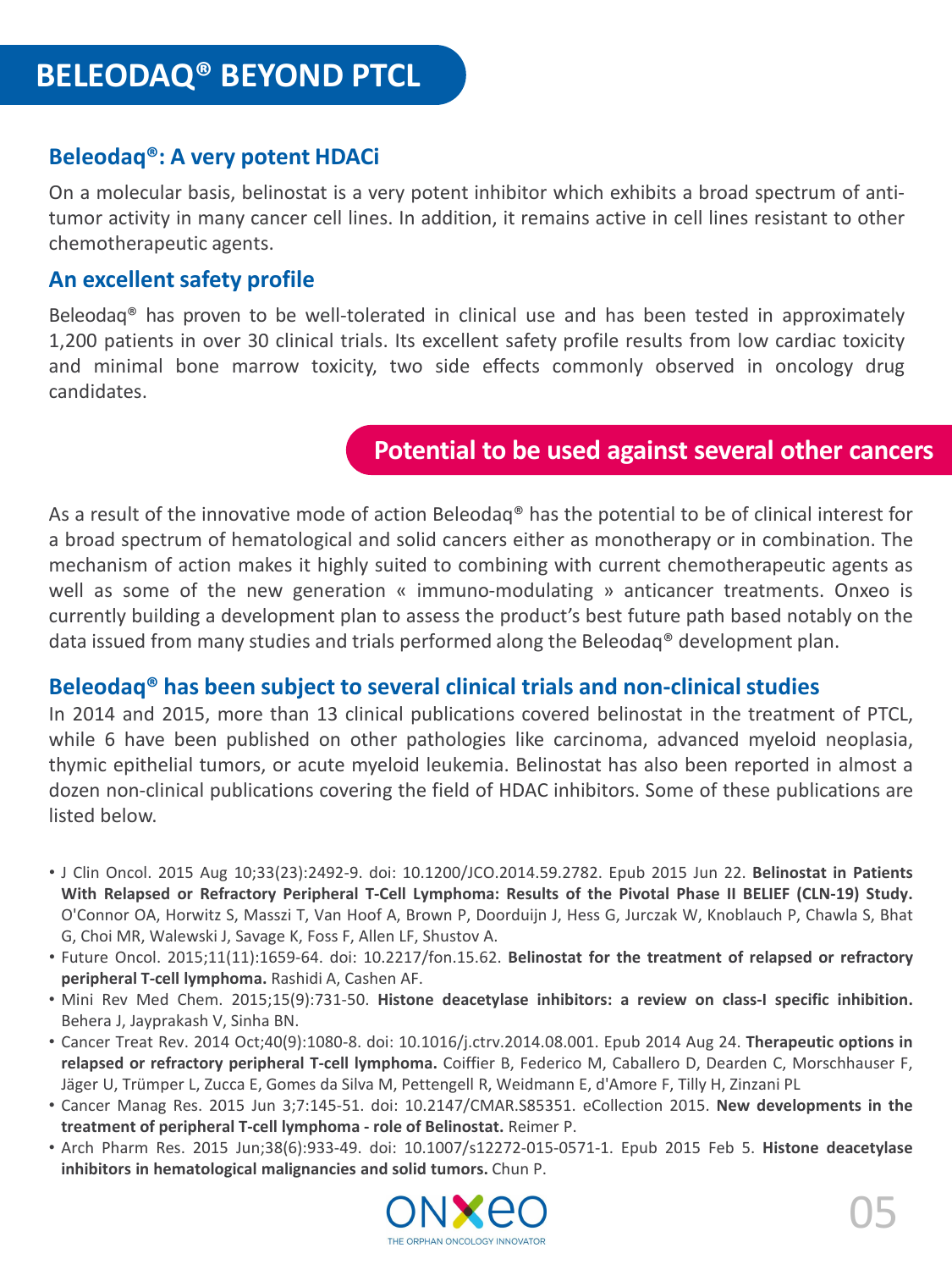# BELEODAQ® BEYOND PTCL

## Beleodaq®: A very potent HDACi

On a molecular basis, belinostat is a very potent inhibitor which exhibits a broad spectrum of anti-tumor activity in many cancer cell lines. In addition, it remains active in cell lines resistant to other chemotherapeutic agents.

## An excellent safety profile

Beleodaq® has proven to be well-tolerated in clinical use and has been tested in approximately 1,200 patients in over 30 clinical trials. Its excellent safety profile results from low cardiac toxicity and minimal bone marrow toxicity, two side effects commonly observed in oncology drug candidates.

## Potential to be used against several other cancers

As a result of the innovative mode of action Beleodaq® has the potential to be of clinical interest for a broad spectrum of hematological and solid cancers either as monotherapy or in combination. The mechanism of action makes it highly suited to combining with current chemotherapeutic agents as well as some of the new generation « immuno-modulating » anticancer treatments. Onxeo is currently building a development plan to assess the product's best future path based notably on the data issued from many studies and trials performed along the Beleodaq® development plan.

## Beleodaq® has been subject to several clinical trials and non-clinical studies

In 2014 and 2015, more than 13 clinical publications covered belinostat in the treatment of PTCL, while 6 have been published on other pathologies like carcinoma, advanced myeloid neoplasia, thymic epithelial tumors, or acute myeloid leukemia. Belinostat has also been reported in almost a dozen non-clinical publications covering the field of HDAC inhibitors. Some of these publications are listed below.

- J Clin Oncol. 2015 Aug 10;33(23):2492-9. doi: 10.1200/JCO.2014.59.2782. Epub 2015 Jun 22. **Belinostat in Patients With Relapsed or Refractory Peripheral T-Cell Lymphoma: Results of the Pivotal Phase II BELIEF (CLN-19) Study.** O'Connor OA, Horwitz S, Masszi T, Van Hoof A, Brown P, Doorduijn J, Hess G, Jurczak W, Knoblauch P, Chawla S, Bhat G, Choi MR, Walewski J, Savage K, Foss F, Allen LF, Shustov A.
- Future Oncol. 2015;11(11):1659-64. doi: 10.2217/fon.15.62. **Belinostat for the treatment of relapsed or refractory peripheral T-cell lymphoma.** Rashidi A, Cashen AF.
- Mini Rev Med Chem. 2015;15(9):731-50. **Histone deacetylase inhibitors: a review on class-I specific inhibition.** Behera J, Jayprakash V, Sinha BN.
- Cancer Treat Rev. 2014 Oct;40(9):1080-8. doi: 10.1016/j.ctrv.2014.08.001. Epub 2014 Aug 24. **Therapeutic options in relapsed or refractory peripheral T-cell lymphoma.** Coiffier B, Federico M, Caballero D, Dearden C, Morschhauser F, Jäger U, Trümper L, Zucca E, Gomes da Silva M, Pettengell R, Weidmann E, d'Amore F, Tilly H, Zinzani PL
- Cancer Manag Res. 2015 Jun 3;7:145-51. doi: 10.2147/CMAR.S85351. eCollection 2015. **New developments in the treatment of peripheral T-cell lymphoma - role of Belinostat.** Reimer P.
- Arch Pharm Res. 2015 Jun;38(6):933-49. doi: 10.1007/s12272-015-0571-1. Epub 2015 Feb 5. **Histone deacetylase inhibitors in hematological malignancies and solid tumors.** Chun P.

ONXEO
THE ORPHAN ONCOLOGY INNOVATOR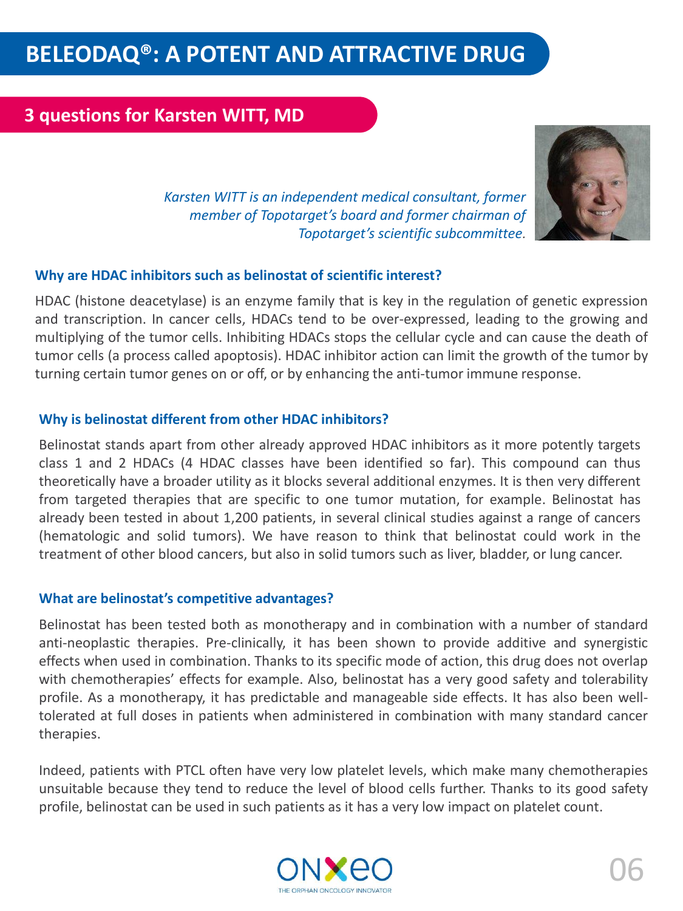# BELEODAQ®: A POTENT AND ATTRACTIVE DRUG

## 3 questions for Karsten WITT, MD

*Karsten WITT is an independent medical consultant, former member of Topotarget's board and former chairman of Topotarget's scientific subcommittee.*

### Why are HDAC inhibitors such as belinostat of scientific interest?

HDAC (histone deacetylase) is an enzyme family that is key in the regulation of genetic expression and transcription. In cancer cells, HDACs tend to be over-expressed, leading to the growing and multiplying of the tumor cells. Inhibiting HDACs stops the cellular cycle and can cause the death of tumor cells (a process called apoptosis). HDAC inhibitor action can limit the growth of the tumor by turning certain tumor genes on or off, or by enhancing the anti-tumor immune response.

### Why is belinostat different from other HDAC inhibitors?

Belinostat stands apart from other already approved HDAC inhibitors as it more potently targets class 1 and 2 HDACs (4 HDAC classes have been identified so far). This compound can thus theoretically have a broader utility as it blocks several additional enzymes. It is then very different from targeted therapies that are specific to one tumor mutation, for example. Belinostat has already been tested in about 1,200 patients, in several clinical studies against a range of cancers (hematologic and solid tumors). We have reason to think that belinostat could work in the treatment of other blood cancers, but also in solid tumors such as liver, bladder, or lung cancer.

### What are belinostat's competitive advantages?

Belinostat has been tested both as monotherapy and in combination with a number of standard anti-neoplastic therapies. Pre-clinically, it has been shown to provide additive and synergistic effects when used in combination. Thanks to its specific mode of action, this drug does not overlap with chemotherapies' effects for example. Also, belinostat has a very good safety and tolerability profile. As a monotherapy, it has predictable and manageable side effects. It has also been well-tolerated at full doses in patients when administered in combination with many standard cancer therapies.

Indeed, patients with PTCL often have very low platelet levels, which make many chemotherapies unsuitable because they tend to reduce the level of blood cells further. Thanks to its good safety profile, belinostat can be used in such patients as it has a very low impact on platelet count.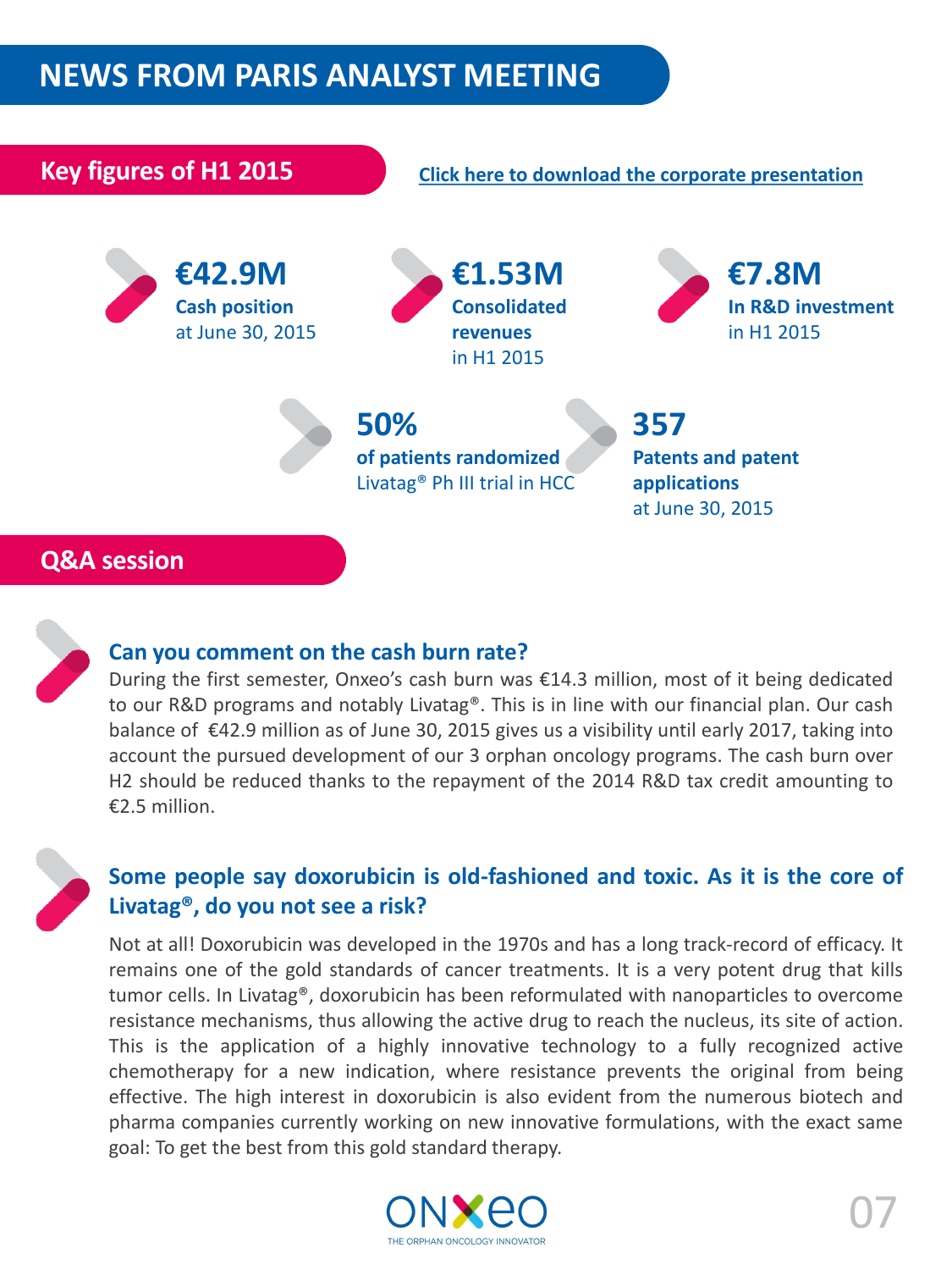# NEWS FROM PARIS ANALYST MEETING

## Key figures of H1 2015

[Click here to download the corporate presentation]

**€42.9M**
**Cash position**
at June 30, 2015

**€1.53M**
**Consolidated revenues**
in H1 2015

**€7.8M**
**In R&D investment**
in H1 2015

**50%**
**of patients randomized**
Livatag® Ph III trial in HCC

**357**
**Patents and patent applications**
at June 30, 2015

## Q&A session

### Can you comment on the cash burn rate?

During the first semester, Onxeo's cash burn was €14.3 million, most of it being dedicated to our R&D programs and notably Livatag®. This is in line with our financial plan. Our cash balance of €42.9 million as of June 30, 2015 gives us a visibility until early 2017, taking into account the pursued development of our 3 orphan oncology programs. The cash burn over H2 should be reduced thanks to the repayment of the 2014 R&D tax credit amounting to €2.5 million.

### Some people say doxorubicin is old-fashioned and toxic. As it is the core of Livatag®, do you not see a risk?

Not at all! Doxorubicin was developed in the 1970s and has a long track-record of efficacy. It remains one of the gold standards of cancer treatments. It is a very potent drug that kills tumor cells. In Livatag®, doxorubicin has been reformulated with nanoparticles to overcome resistance mechanisms, thus allowing the active drug to reach the nucleus, its site of action. This is the application of a highly innovative technology to a fully recognized active chemotherapy for a new indication, where resistance prevents the original from being effective. The high interest in doxorubicin is also evident from the numerous biotech and pharma companies currently working on new innovative formulations, with the exact same goal: To get the best from this gold standard therapy.

ONXEO
THE ORPHAN ONCOLOGY INNOVATOR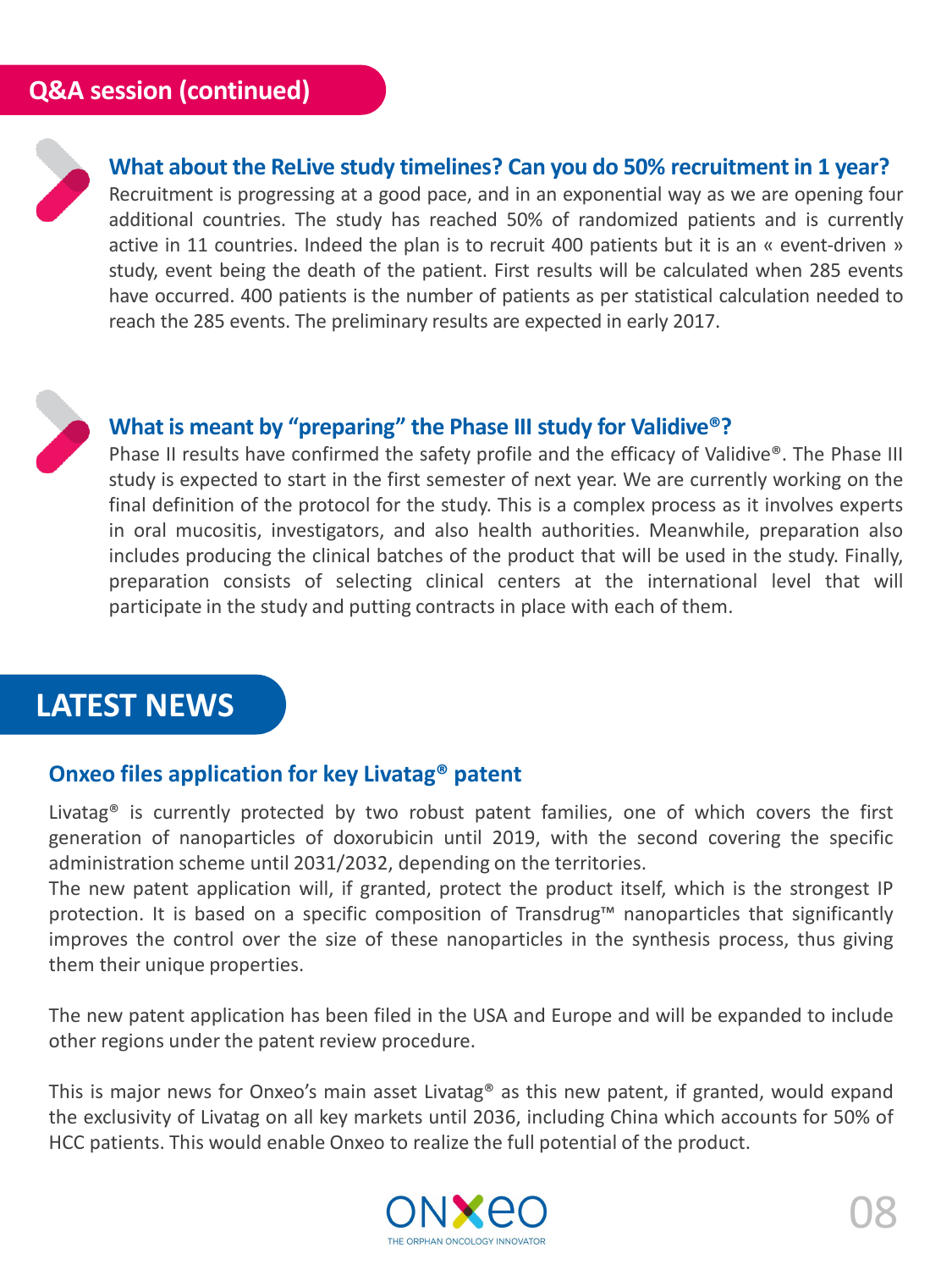## Q&A session (continued)

### What about the ReLive study timelines? Can you do 50% recruitment in 1 year?

Recruitment is progressing at a good pace, and in an exponential way as we are opening four additional countries. The study has reached 50% of randomized patients and is currently active in 11 countries. Indeed the plan is to recruit 400 patients but it is an « event-driven » study, event being the death of the patient. First results will be calculated when 285 events have occurred. 400 patients is the number of patients as per statistical calculation needed to reach the 285 events. The preliminary results are expected in early 2017.

### What is meant by "preparing" the Phase III study for Validive®?

Phase II results have confirmed the safety profile and the efficacy of Validive®. The Phase III study is expected to start in the first semester of next year. We are currently working on the final definition of the protocol for the study. This is a complex process as it involves experts in oral mucositis, investigators, and also health authorities. Meanwhile, preparation also includes producing the clinical batches of the product that will be used in the study. Finally, preparation consists of selecting clinical centers at the international level that will participate in the study and putting contracts in place with each of them.

## LATEST NEWS

### Onxeo files application for key Livatag® patent

Livatag® is currently protected by two robust patent families, one of which covers the first generation of nanoparticles of doxorubicin until 2019, with the second covering the specific administration scheme until 2031/2032, depending on the territories.
The new patent application will, if granted, protect the product itself, which is the strongest IP protection. It is based on a specific composition of Transdrug™ nanoparticles that significantly improves the control over the size of these nanoparticles in the synthesis process, thus giving them their unique properties.

The new patent application has been filed in the USA and Europe and will be expanded to include other regions under the patent review procedure.

This is major news for Onxeo's main asset Livatag® as this new patent, if granted, would expand the exclusivity of Livatag on all key markets until 2036, including China which accounts for 50% of HCC patients. This would enable Onxeo to realize the full potential of the product.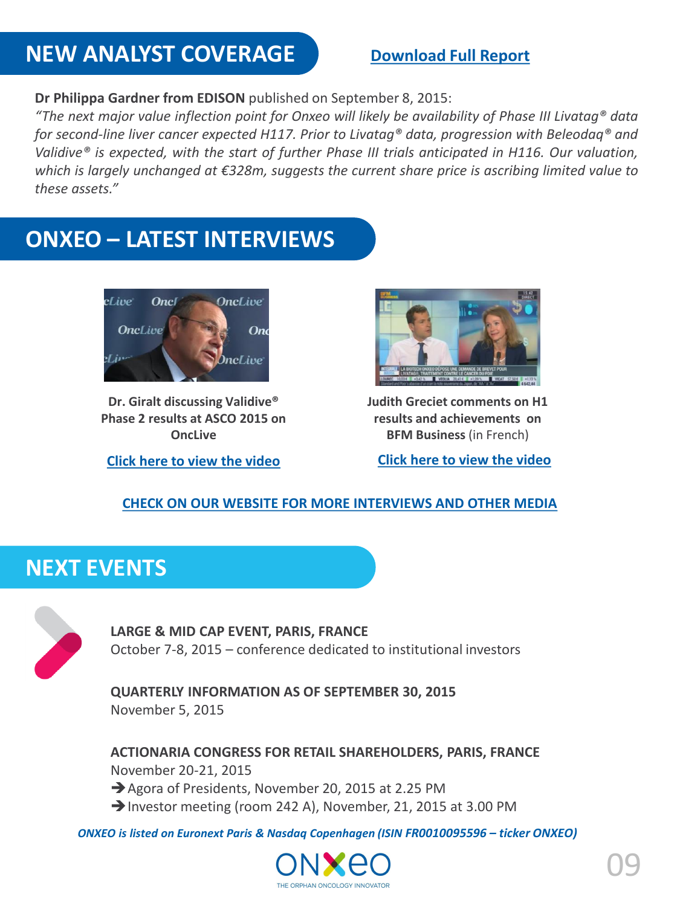## NEW ANALYST COVERAGE

Download Full Report

**Dr Philippa Gardner from EDISON** published on September 8, 2015:

*"The next major value inflection point for Onxeo will likely be availability of Phase III Livatag® data for second-line liver cancer expected H117. Prior to Livatag® data, progression with Beleodaq® and Validive® is expected, with the start of further Phase III trials anticipated in H116. Our valuation, which is largely unchanged at €328m, suggests the current share price is ascribing limited value to these assets."*

## ONXEO – LATEST INTERVIEWS

**Dr. Giralt discussing Validive® Phase 2 results at ASCO 2015 on OncLive**

Click here to view the video

**Judith Greciet comments on H1 results and achievements on BFM Business** (in French)

Click here to view the video

CHECK ON OUR WEBSITE FOR MORE INTERVIEWS AND OTHER MEDIA

## NEXT EVENTS

**LARGE & MID CAP EVENT, PARIS, FRANCE**
October 7-8, 2015 – conference dedicated to institutional investors

**QUARTERLY INFORMATION AS OF SEPTEMBER 30, 2015**
November 5, 2015

**ACTIONARIA CONGRESS FOR RETAIL SHAREHOLDERS, PARIS, FRANCE**
November 20-21, 2015
➔ Agora of Presidents, November 20, 2015 at 2.25 PM
➔ Investor meeting (room 242 A), November, 21, 2015 at 3.00 PM

*ONXEO is listed on Euronext Paris & Nasdaq Copenhagen (ISIN FR0010095596 – ticker ONXEO)*

ONXEO THE ORPHAN ONCOLOGY INNOVATOR